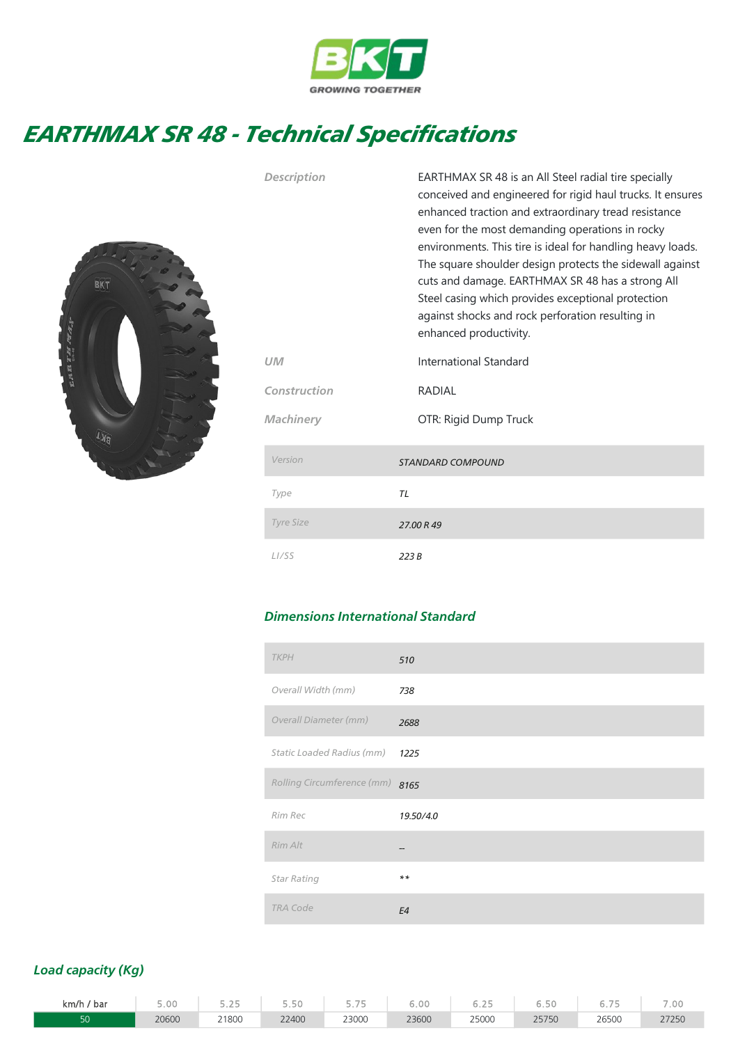BKT

GROWING TOGETHER

# EARTHMAX SR 48 - Technical Specifications

| | |
|---|---|
| Description | EARTHMAX SR 48 is an All Steel radial tire specially conceived and engineered for rigid haul trucks. It ensures enhanced traction and extraordinary tread resistance even for the most demanding operations in rocky environments. This tire is ideal for handling heavy loads. The square shoulder design protects the sidewall against cuts and damage. EARTHMAX SR 48 has a strong All Steel casing which provides exceptional protection against shocks and rock perforation resulting in enhanced productivity. |
| UM | International Standard |
| Construction | RADIAL |
| Machinery | OTR: Rigid Dump Truck |

| Version | STANDARD COMPOUND |
|---|---|
| Type | TL |
| Tyre Size | 27.00 R 49 |
| LI/SS | 223 B |

## Dimensions International Standard

| TKPH | 510 |
|---|---|
| Overall Width (mm) | 738 |
| Overall Diameter (mm) | 2688 |
| Static Loaded Radius (mm) | 1225 |
| Rolling Circumference (mm) | 8165 |
| Rim Rec | 19.50/4.0 |
| Rim Alt | -- |
| Star Rating | ** |
| TRA Code | E4 |

## Load capacity (Kg)

| km/h / bar | 5.00 | 5.25 | 5.50 | 5.75 | 6.00 | 6.25 | 6.50 | 6.75 | 7.00 |
|---|---|---|---|---|---|---|---|---|---|
| 50 | 20600 | 21800 | 22400 | 23000 | 23600 | 25000 | 25750 | 26500 | 27250 |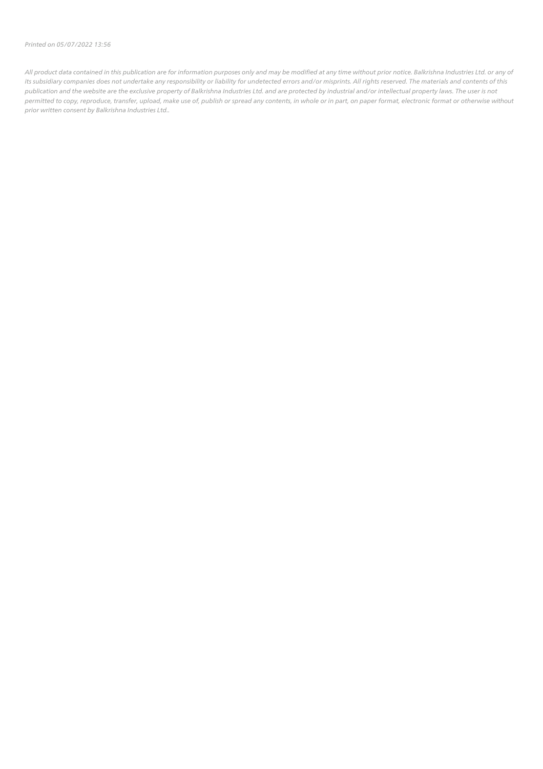*Printed on 05/07/2022 13:56*

*All product data contained in this publication are for information purposes only and may be modified at any time without prior notice. Balkrishna Industries Ltd. or any of its subsidiary companies does not undertake any responsibility or liability for undetected errors and/or misprints. All rights reserved. The materials and contents of this publication and the website are the exclusive property of Balkrishna Industries Ltd. and are protected by industrial and/or intellectual property laws. The user is not permitted to copy, reproduce, transfer, upload, make use of, publish or spread any contents, in whole or in part, on paper format, electronic format or otherwise without prior written consent by Balkrishna Industries Ltd..*